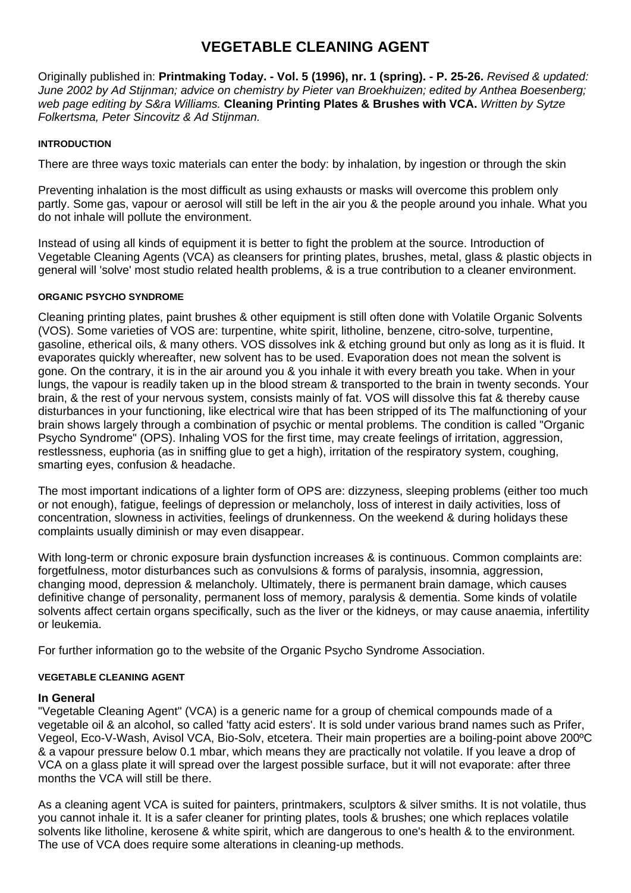# VEGETABLE CLEANING AGENT

Originally published in: **Printmaking Today. - Vol. 5 (1996), nr. 1 (spring). - P. 25-26.** *Revised & updated: June 2002 by Ad Stijnman; advice on chemistry by Pieter van Broekhuizen; edited by Anthea Boesenberg; web page editing by S&ra Williams.* **Cleaning Printing Plates & Brushes with VCA.** *Written by Sytze Folkertsma, Peter Sincovitz & Ad Stijnman.*

#### INTRODUCTION

There are three ways toxic materials can enter the body: by inhalation, by ingestion or through the skin

Preventing inhalation is the most difficult as using exhausts or masks will overcome this problem only partly. Some gas, vapour or aerosol will still be left in the air you & the people around you inhale. What you do not inhale will pollute the environment.

Instead of using all kinds of equipment it is better to fight the problem at the source. Introduction of Vegetable Cleaning Agents (VCA) as cleansers for printing plates, brushes, metal, glass & plastic objects in general will 'solve' most studio related health problems, & is a true contribution to a cleaner environment.

#### ORGANIC PSYCHO SYNDROME

Cleaning printing plates, paint brushes & other equipment is still often done with Volatile Organic Solvents (VOS). Some varieties of VOS are: turpentine, white spirit, litholine, benzene, citro-solve, turpentine, gasoline, etherical oils, & many others. VOS dissolves ink & etching ground but only as long as it is fluid. It evaporates quickly whereafter, new solvent has to be used. Evaporation does not mean the solvent is gone. On the contrary, it is in the air around you & you inhale it with every breath you take. When in your lungs, the vapour is readily taken up in the blood stream & transported to the brain in twenty seconds. Your brain, & the rest of your nervous system, consists mainly of fat. VOS will dissolve this fat & thereby cause disturbances in your functioning, like electrical wire that has been stripped of its The malfunctioning of your brain shows largely through a combination of psychic or mental problems. The condition is called "Organic Psycho Syndrome" (OPS). Inhaling VOS for the first time, may create feelings of irritation, aggression, restlessness, euphoria (as in sniffing glue to get a high), irritation of the respiratory system, coughing, smarting eyes, confusion & headache.

The most important indications of a lighter form of OPS are: dizzyness, sleeping problems (either too much or not enough), fatigue, feelings of depression or melancholy, loss of interest in daily activities, loss of concentration, slowness in activities, feelings of drunkenness. On the weekend & during holidays these complaints usually diminish or may even disappear.

With long-term or chronic exposure brain dysfunction increases & is continuous. Common complaints are: forgetfulness, motor disturbances such as convulsions & forms of paralysis, insomnia, aggression, changing mood, depression & melancholy. Ultimately, there is permanent brain damage, which causes definitive change of personality, permanent loss of memory, paralysis & dementia. Some kinds of volatile solvents affect certain organs specifically, such as the liver or the kidneys, or may cause anaemia, infertility or leukemia.

For further information go to the website of the Organic Psycho Syndrome Association.

#### VEGETABLE CLEANING AGENT

**In General**
"Vegetable Cleaning Agent" (VCA) is a generic name for a group of chemical compounds made of a vegetable oil & an alcohol, so called 'fatty acid esters'. It is sold under various brand names such as Prifer, Vegeol, Eco-V-Wash, Avisol VCA, Bio-Solv, etcetera. Their main properties are a boiling-point above 200ºC & a vapour pressure below 0.1 mbar, which means they are practically not volatile. If you leave a drop of VCA on a glass plate it will spread over the largest possible surface, but it will not evaporate: after three months the VCA will still be there.

As a cleaning agent VCA is suited for painters, printmakers, sculptors & silver smiths. It is not volatile, thus you cannot inhale it. It is a safer cleaner for printing plates, tools & brushes; one which replaces volatile solvents like litholine, kerosene & white spirit, which are dangerous to one's health & to the environment. The use of VCA does require some alterations in cleaning-up methods.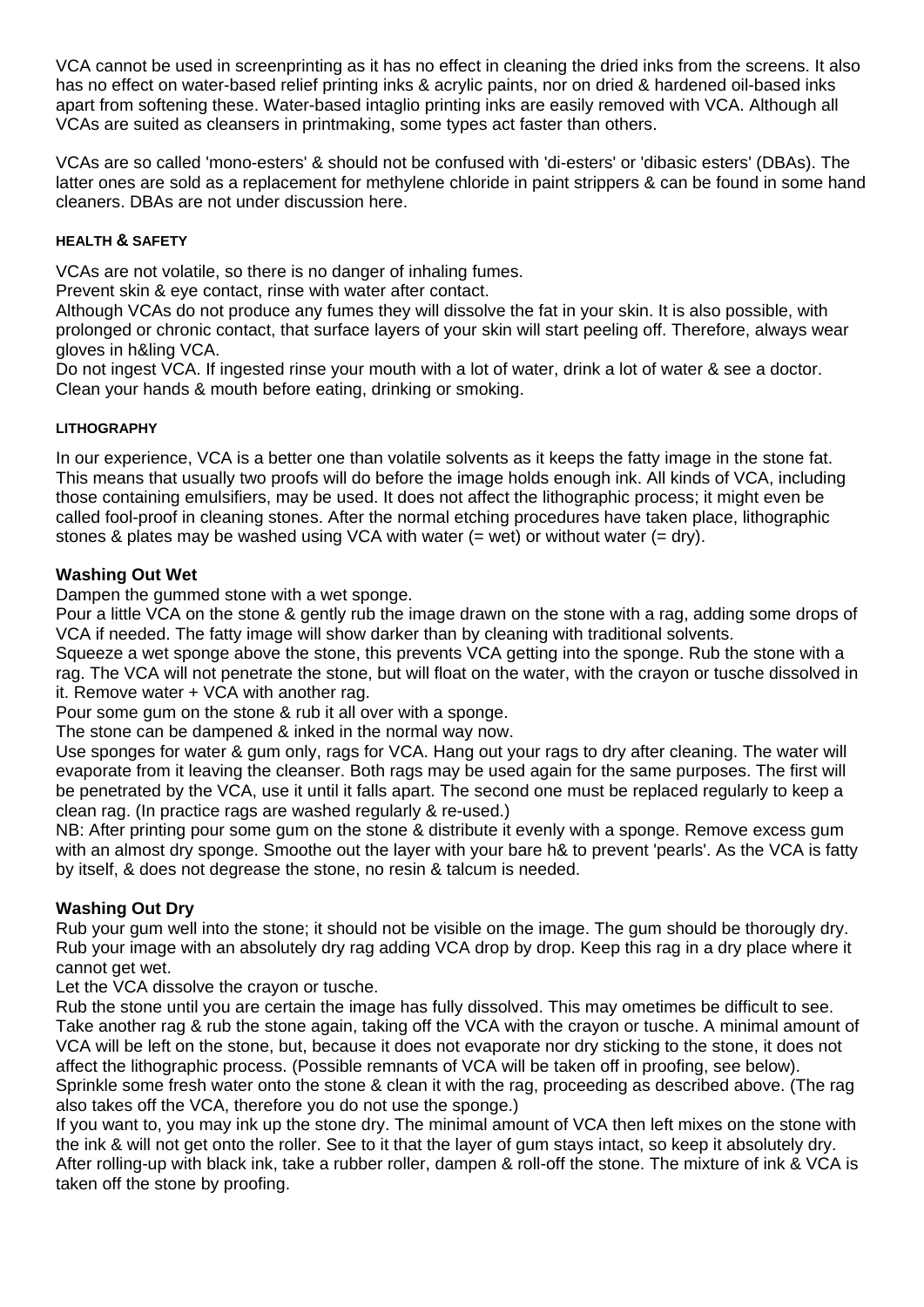VCA cannot be used in screenprinting as it has no effect in cleaning the dried inks from the screens. It also has no effect on water-based relief printing inks & acrylic paints, nor on dried & hardened oil-based inks apart from softening these. Water-based intaglio printing inks are easily removed with VCA. Although all VCAs are suited as cleansers in printmaking, some types act faster than others.

VCAs are so called 'mono-esters' & should not be confused with 'di-esters' or 'dibasic esters' (DBAs). The latter ones are sold as a replacement for methylene chloride in paint strippers & can be found in some hand cleaners. DBAs are not under discussion here.

#### HEALTH & SAFETY

VCAs are not volatile, so there is no danger of inhaling fumes.
Prevent skin & eye contact, rinse with water after contact.
Although VCAs do not produce any fumes they will dissolve the fat in your skin. It is also possible, with prolonged or chronic contact, that surface layers of your skin will start peeling off. Therefore, always wear gloves in h&ling VCA.
Do not ingest VCA. If ingested rinse your mouth with a lot of water, drink a lot of water & see a doctor.
Clean your hands & mouth before eating, drinking or smoking.

#### LITHOGRAPHY

In our experience, VCA is a better one than volatile solvents as it keeps the fatty image in the stone fat. This means that usually two proofs will do before the image holds enough ink. All kinds of VCA, including those containing emulsifiers, may be used. It does not affect the lithographic process; it might even be called fool-proof in cleaning stones. After the normal etching procedures have taken place, lithographic stones & plates may be washed using VCA with water (= wet) or without water (= dry).

**Washing Out Wet**

Dampen the gummed stone with a wet sponge.
Pour a little VCA on the stone & gently rub the image drawn on the stone with a rag, adding some drops of VCA if needed. The fatty image will show darker than by cleaning with traditional solvents.
Squeeze a wet sponge above the stone, this prevents VCA getting into the sponge. Rub the stone with a rag. The VCA will not penetrate the stone, but will float on the water, with the crayon or tusche dissolved in it. Remove water + VCA with another rag.
Pour some gum on the stone & rub it all over with a sponge.
The stone can be dampened & inked in the normal way now.
Use sponges for water & gum only, rags for VCA. Hang out your rags to dry after cleaning. The water will evaporate from it leaving the cleanser. Both rags may be used again for the same purposes. The first will be penetrated by the VCA, use it until it falls apart. The second one must be replaced regularly to keep a clean rag. (In practice rags are washed regularly & re-used.)
NB: After printing pour some gum on the stone & distribute it evenly with a sponge. Remove excess gum with an almost dry sponge. Smoothe out the layer with your bare h& to prevent 'pearls'. As the VCA is fatty by itself, & does not degrease the stone, no resin & talcum is needed.

**Washing Out Dry**

Rub your gum well into the stone; it should not be visible on the image. The gum should be thorougly dry.
Rub your image with an absolutely dry rag adding VCA drop by drop. Keep this rag in a dry place where it cannot get wet.
Let the VCA dissolve the crayon or tusche.
Rub the stone until you are certain the image has fully dissolved. This may ometimes be difficult to see.
Take another rag & rub the stone again, taking off the VCA with the crayon or tusche. A minimal amount of VCA will be left on the stone, but, because it does not evaporate nor dry sticking to the stone, it does not affect the lithographic process. (Possible remnants of VCA will be taken off in proofing, see below).
Sprinkle some fresh water onto the stone & clean it with the rag, proceeding as described above. (The rag also takes off the VCA, therefore you do not use the sponge.)
If you want to, you may ink up the stone dry. The minimal amount of VCA then left mixes on the stone with the ink & will not get onto the roller. See to it that the layer of gum stays intact, so keep it absolutely dry.
After rolling-up with black ink, take a rubber roller, dampen & roll-off the stone. The mixture of ink & VCA is taken off the stone by proofing.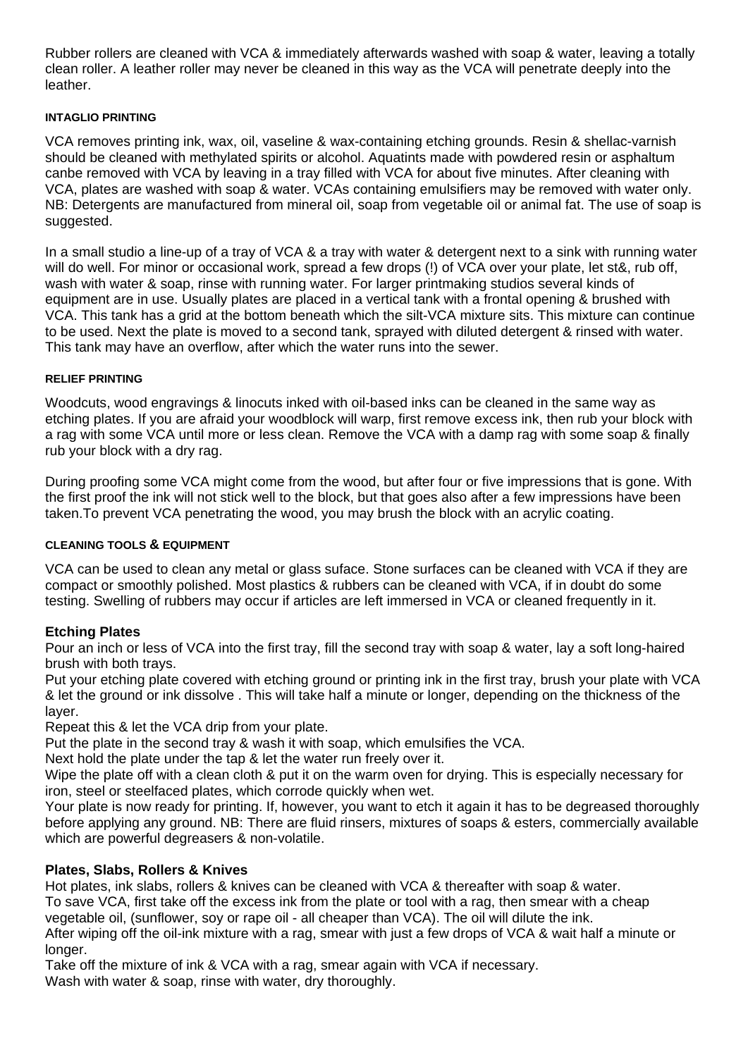Rubber rollers are cleaned with VCA & immediately afterwards washed with soap & water, leaving a totally clean roller. A leather roller may never be cleaned in this way as the VCA will penetrate deeply into the leather.

#### INTAGLIO PRINTING

VCA removes printing ink, wax, oil, vaseline & wax-containing etching grounds. Resin & shellac-varnish should be cleaned with methylated spirits or alcohol. Aquatints made with powdered resin or asphaltum canbe removed with VCA by leaving in a tray filled with VCA for about five minutes. After cleaning with VCA, plates are washed with soap & water. VCAs containing emulsifiers may be removed with water only. NB: Detergents are manufactured from mineral oil, soap from vegetable oil or animal fat. The use of soap is suggested.

In a small studio a line-up of a tray of VCA & a tray with water & detergent next to a sink with running water will do well. For minor or occasional work, spread a few drops (!) of VCA over your plate, let st&, rub off, wash with water & soap, rinse with running water. For larger printmaking studios several kinds of equipment are in use. Usually plates are placed in a vertical tank with a frontal opening & brushed with VCA. This tank has a grid at the bottom beneath which the silt-VCA mixture sits. This mixture can continue to be used. Next the plate is moved to a second tank, sprayed with diluted detergent & rinsed with water. This tank may have an overflow, after which the water runs into the sewer.

#### RELIEF PRINTING

Woodcuts, wood engravings & linocuts inked with oil-based inks can be cleaned in the same way as etching plates. If you are afraid your woodblock will warp, first remove excess ink, then rub your block with a rag with some VCA until more or less clean. Remove the VCA with a damp rag with some soap & finally rub your block with a dry rag.

During proofing some VCA might come from the wood, but after four or five impressions that is gone. With the first proof the ink will not stick well to the block, but that goes also after a few impressions have been taken.To prevent VCA penetrating the wood, you may brush the block with an acrylic coating.

#### CLEANING TOOLS & EQUIPMENT

VCA can be used to clean any metal or glass suface. Stone surfaces can be cleaned with VCA if they are compact or smoothly polished. Most plastics & rubbers can be cleaned with VCA, if in doubt do some testing. Swelling of rubbers may occur if articles are left immersed in VCA or cleaned frequently in it.

### Etching Plates

Pour an inch or less of VCA into the first tray, fill the second tray with soap & water, lay a soft long-haired brush with both trays.

Put your etching plate covered with etching ground or printing ink in the first tray, brush your plate with VCA & let the ground or ink dissolve . This will take half a minute or longer, depending on the thickness of the layer.

Repeat this & let the VCA drip from your plate.

Put the plate in the second tray & wash it with soap, which emulsifies the VCA.

Next hold the plate under the tap & let the water run freely over it.

Wipe the plate off with a clean cloth & put it on the warm oven for drying. This is especially necessary for iron, steel or steelfaced plates, which corrode quickly when wet.

Your plate is now ready for printing. If, however, you want to etch it again it has to be degreased thoroughly before applying any ground. NB: There are fluid rinsers, mixtures of soaps & esters, commercially available which are powerful degreasers & non-volatile.

### Plates, Slabs, Rollers & Knives

Hot plates, ink slabs, rollers & knives can be cleaned with VCA & thereafter with soap & water.

To save VCA, first take off the excess ink from the plate or tool with a rag, then smear with a cheap vegetable oil, (sunflower, soy or rape oil - all cheaper than VCA). The oil will dilute the ink.

After wiping off the oil-ink mixture with a rag, smear with just a few drops of VCA & wait half a minute or longer.

Take off the mixture of ink & VCA with a rag, smear again with VCA if necessary.

Wash with water & soap, rinse with water, dry thoroughly.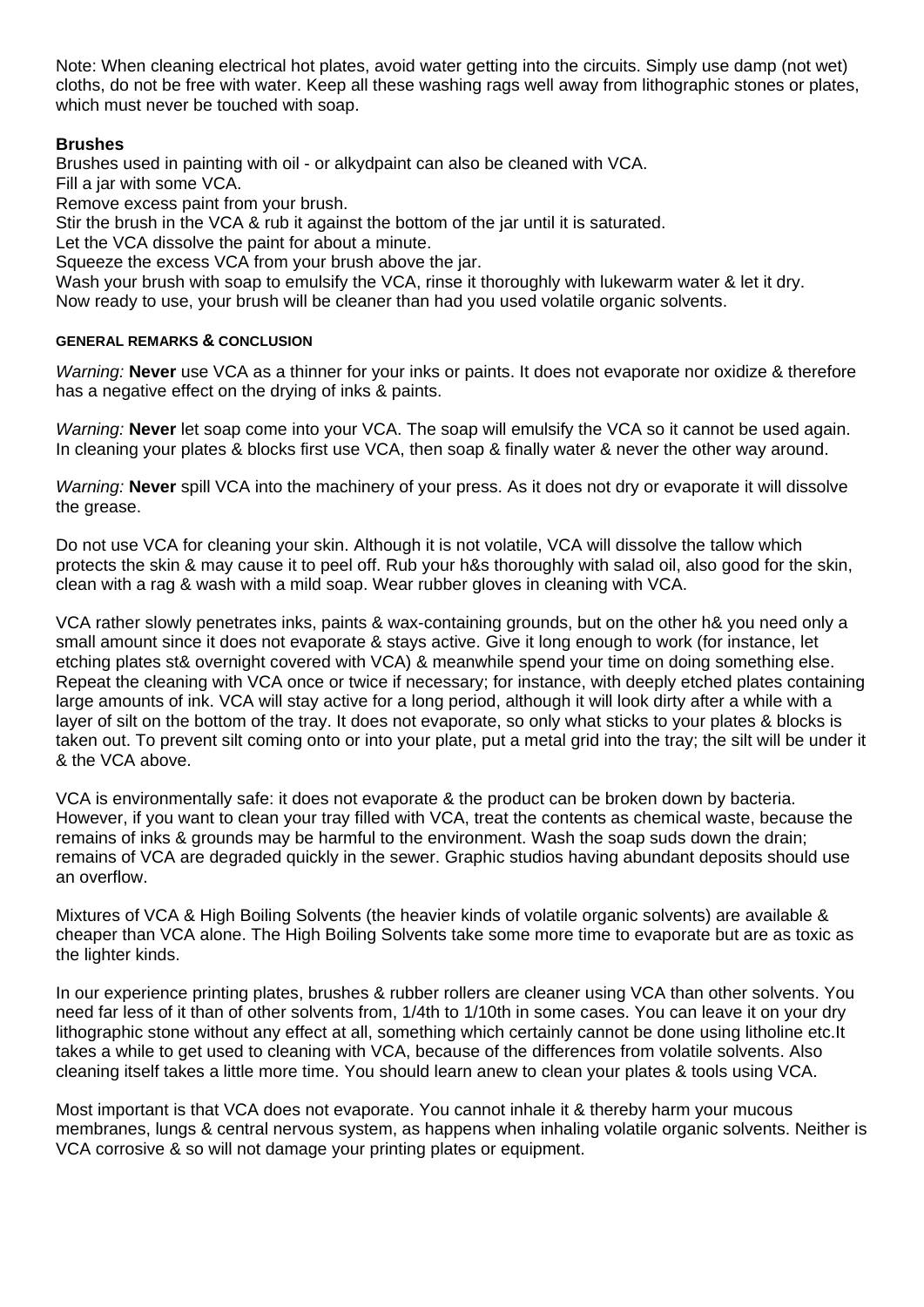Note: When cleaning electrical hot plates, avoid water getting into the circuits. Simply use damp (not wet) cloths, do not be free with water. Keep all these washing rags well away from lithographic stones or plates, which must never be touched with soap.

### Brushes

Brushes used in painting with oil - or alkydpaint can also be cleaned with VCA.
Fill a jar with some VCA.
Remove excess paint from your brush.
Stir the brush in the VCA & rub it against the bottom of the jar until it is saturated.
Let the VCA dissolve the paint for about a minute.
Squeeze the excess VCA from your brush above the jar.
Wash your brush with soap to emulsify the VCA, rinse it thoroughly with lukewarm water & let it dry.
Now ready to use, your brush will be cleaner than had you used volatile organic solvents.

#### GENERAL REMARKS & CONCLUSION

*Warning:* **Never** use VCA as a thinner for your inks or paints. It does not evaporate nor oxidize & therefore has a negative effect on the drying of inks & paints.

*Warning:* **Never** let soap come into your VCA. The soap will emulsify the VCA so it cannot be used again. In cleaning your plates & blocks first use VCA, then soap & finally water & never the other way around.

*Warning:* **Never** spill VCA into the machinery of your press. As it does not dry or evaporate it will dissolve the grease.

Do not use VCA for cleaning your skin. Although it is not volatile, VCA will dissolve the tallow which protects the skin & may cause it to peel off. Rub your h&s thoroughly with salad oil, also good for the skin, clean with a rag & wash with a mild soap. Wear rubber gloves in cleaning with VCA.

VCA rather slowly penetrates inks, paints & wax-containing grounds, but on the other h& you need only a small amount since it does not evaporate & stays active. Give it long enough to work (for instance, let etching plates st& overnight covered with VCA) & meanwhile spend your time on doing something else. Repeat the cleaning with VCA once or twice if necessary; for instance, with deeply etched plates containing large amounts of ink. VCA will stay active for a long period, although it will look dirty after a while with a layer of silt on the bottom of the tray. It does not evaporate, so only what sticks to your plates & blocks is taken out. To prevent silt coming onto or into your plate, put a metal grid into the tray; the silt will be under it & the VCA above.

VCA is environmentally safe: it does not evaporate & the product can be broken down by bacteria. However, if you want to clean your tray filled with VCA, treat the contents as chemical waste, because the remains of inks & grounds may be harmful to the environment. Wash the soap suds down the drain; remains of VCA are degraded quickly in the sewer. Graphic studios having abundant deposits should use an overflow.

Mixtures of VCA & High Boiling Solvents (the heavier kinds of volatile organic solvents) are available & cheaper than VCA alone. The High Boiling Solvents take some more time to evaporate but are as toxic as the lighter kinds.

In our experience printing plates, brushes & rubber rollers are cleaner using VCA than other solvents. You need far less of it than of other solvents from, 1/4th to 1/10th in some cases. You can leave it on your dry lithographic stone without any effect at all, something which certainly cannot be done using litholine etc.It takes a while to get used to cleaning with VCA, because of the differences from volatile solvents. Also cleaning itself takes a little more time. You should learn anew to clean your plates & tools using VCA.

Most important is that VCA does not evaporate. You cannot inhale it & thereby harm your mucous membranes, lungs & central nervous system, as happens when inhaling volatile organic solvents. Neither is VCA corrosive & so will not damage your printing plates or equipment.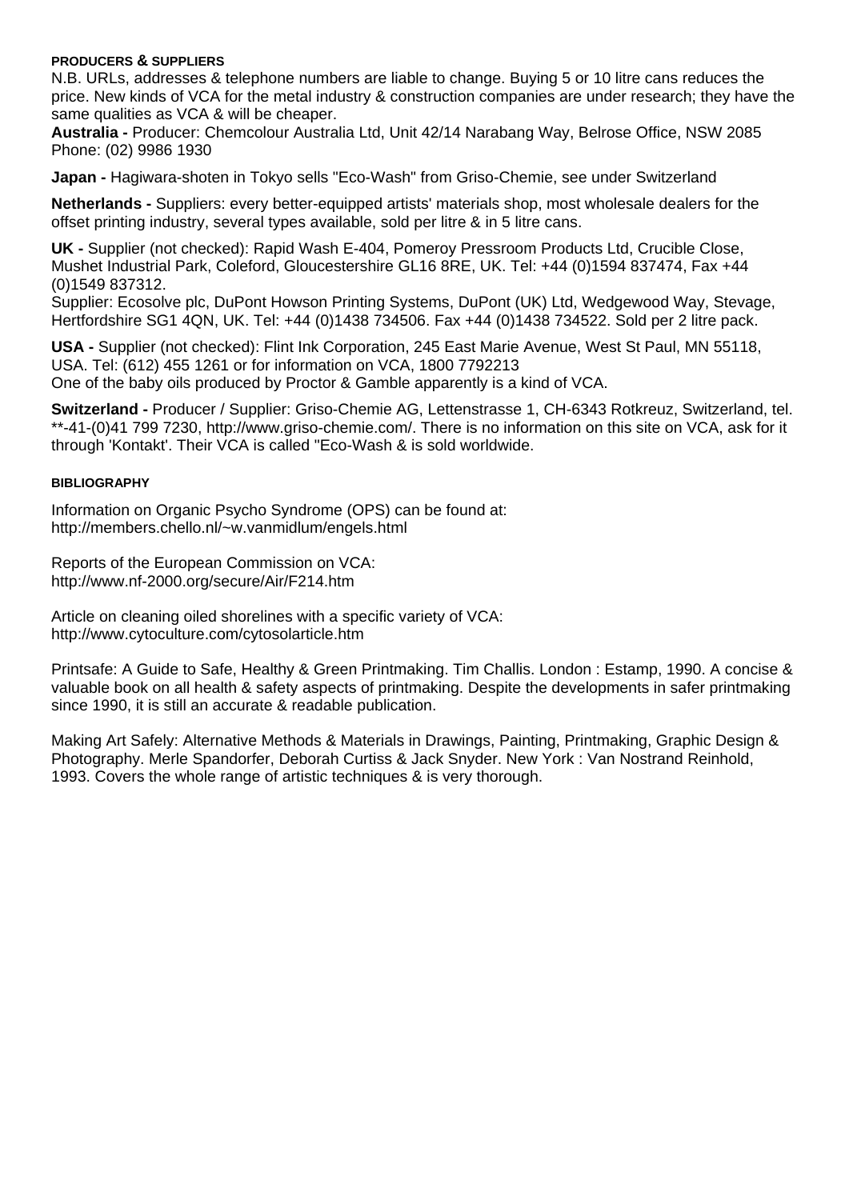### PRODUCERS & SUPPLIERS

N.B. URLs, addresses & telephone numbers are liable to change. Buying 5 or 10 litre cans reduces the price. New kinds of VCA for the metal industry & construction companies are under research; they have the same qualities as VCA & will be cheaper.

**Australia -** Producer: Chemcolour Australia Ltd, Unit 42/14 Narabang Way, Belrose Office, NSW 2085 Phone: (02) 9986 1930

**Japan -** Hagiwara-shoten in Tokyo sells "Eco-Wash" from Griso-Chemie, see under Switzerland

**Netherlands -** Suppliers: every better-equipped artists' materials shop, most wholesale dealers for the offset printing industry, several types available, sold per litre & in 5 litre cans.

**UK -** Supplier (not checked): Rapid Wash E-404, Pomeroy Pressroom Products Ltd, Crucible Close, Mushet Industrial Park, Coleford, Gloucestershire GL16 8RE, UK. Tel: +44 (0)1594 837474, Fax +44 (0)1549 837312.
Supplier: Ecosolve plc, DuPont Howson Printing Systems, DuPont (UK) Ltd, Wedgewood Way, Stevage, Hertfordshire SG1 4QN, UK. Tel: +44 (0)1438 734506. Fax +44 (0)1438 734522. Sold per 2 litre pack.

**USA -** Supplier (not checked): Flint Ink Corporation, 245 East Marie Avenue, West St Paul, MN 55118, USA. Tel: (612) 455 1261 or for information on VCA, 1800 7792213
One of the baby oils produced by Proctor & Gamble apparently is a kind of VCA.

**Switzerland -** Producer / Supplier: Griso-Chemie AG, Lettenstrasse 1, CH-6343 Rotkreuz, Switzerland, tel. **-41-(0)41 799 7230, http://www.griso-chemie.com/. There is no information on this site on VCA, ask for it through 'Kontakt'. Their VCA is called "Eco-Wash & is sold worldwide.

### BIBLIOGRAPHY

Information on Organic Psycho Syndrome (OPS) can be found at:
http://members.chello.nl/~w.vanmidlum/engels.html

Reports of the European Commission on VCA:
http://www.nf-2000.org/secure/Air/F214.htm

Article on cleaning oiled shorelines with a specific variety of VCA:
http://www.cytoculture.com/cytosolarticle.htm

Printsafe: A Guide to Safe, Healthy & Green Printmaking. Tim Challis. London : Estamp, 1990. A concise & valuable book on all health & safety aspects of printmaking. Despite the developments in safer printmaking since 1990, it is still an accurate & readable publication.

Making Art Safely: Alternative Methods & Materials in Drawings, Painting, Printmaking, Graphic Design & Photography. Merle Spandorfer, Deborah Curtiss & Jack Snyder. New York : Van Nostrand Reinhold, 1993. Covers the whole range of artistic techniques & is very thorough.